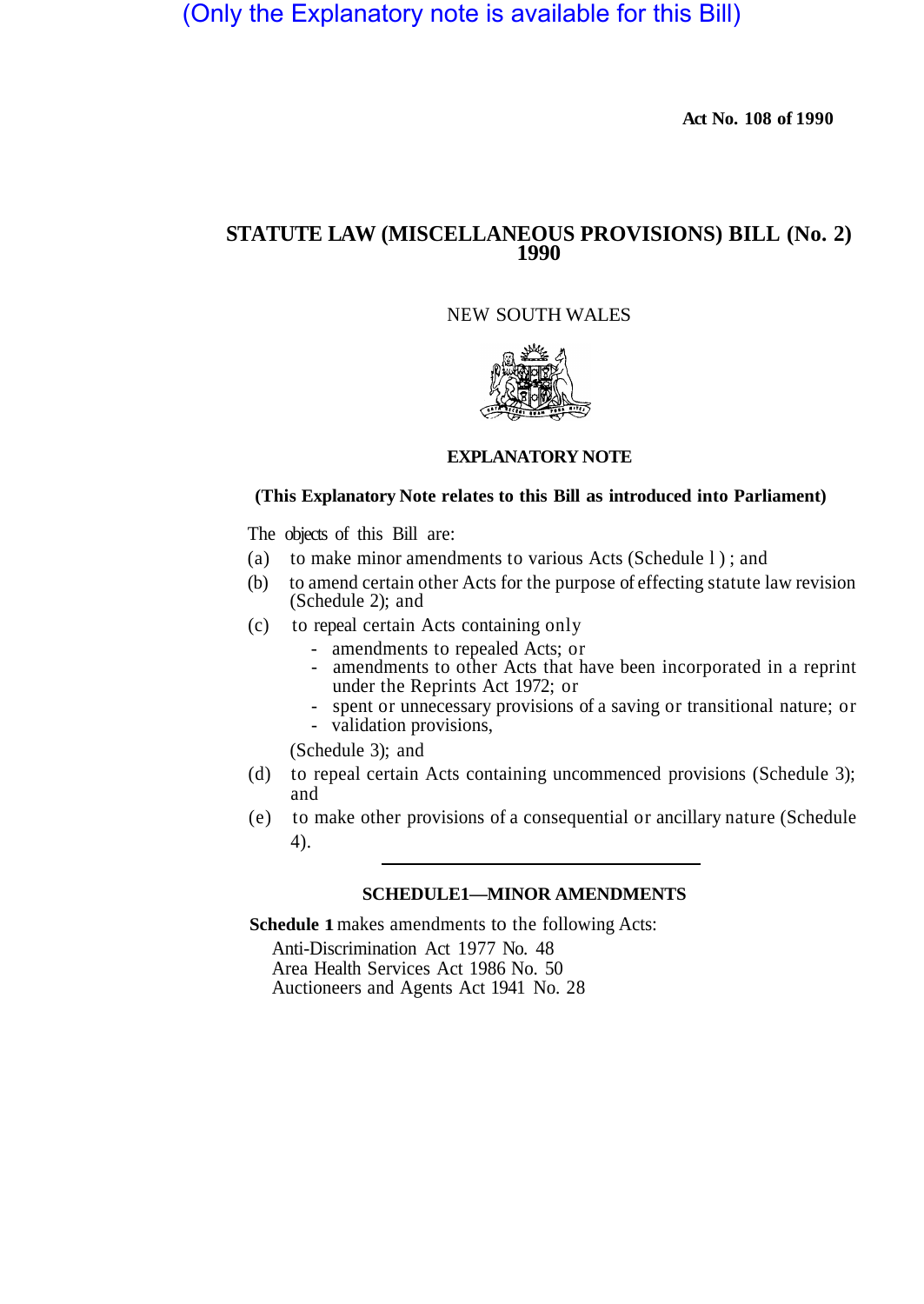(Only the Explanatory note is available for this Bill)

**Act No. 108 of 1990**

# STATUTE LAW (MISCELLANEOUS PROVISIONS) BILL (No. 2) 1990

NEW SOUTH WALES

## EXPLANATORY NOTE

**(This Explanatory Note relates to this Bill as introduced into Parliament)**

The objects of this Bill are:

(a) to make minor amendments to various Acts (Schedule 1); and

(b) to amend certain other Acts for the purpose of effecting statute law revision (Schedule 2); and

(c) to repeal certain Acts containing only
- amendments to repealed Acts; or
- amendments to other Acts that have been incorporated in a reprint under the Reprints Act 1972; or
- spent or unnecessary provisions of a saving or transitional nature; or
- validation provisions,

(Schedule 3); and

(d) to repeal certain Acts containing uncommenced provisions (Schedule 3); and

(e) to make other provisions of a consequential or ancillary nature (Schedule 4).

### SCHEDULE 1—MINOR AMENDMENTS

**Schedule 1** makes amendments to the following Acts:

Anti-Discrimination Act 1977 No. 48
Area Health Services Act 1986 No. 50
Auctioneers and Agents Act 1941 No. 28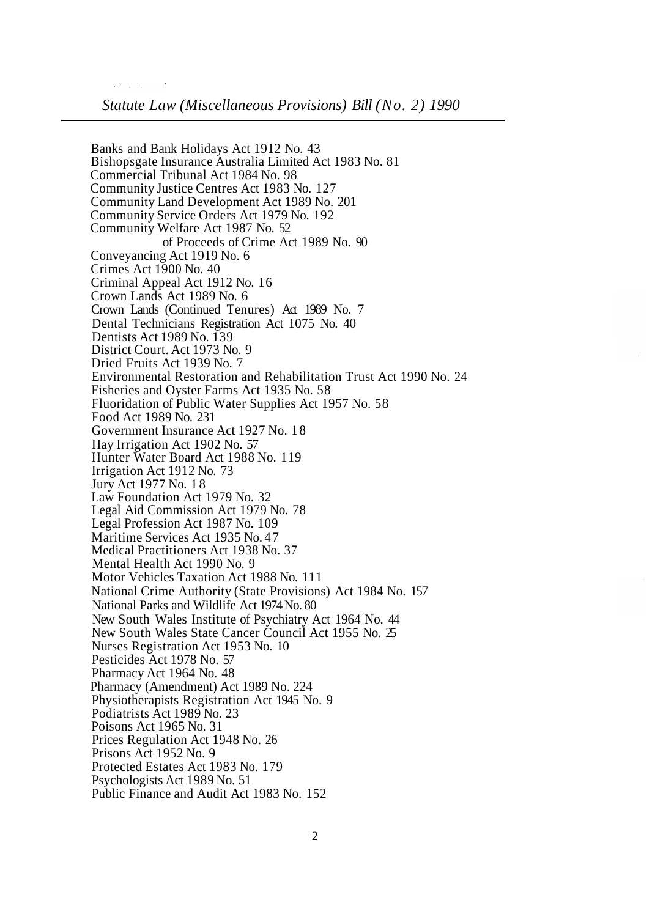Banks and Bank Holidays Act 1912 No. 43
Bishopsgate Insurance Australia Limited Act 1983 No. 81
Commercial Tribunal Act 1984 No. 98
Community Justice Centres Act 1983 No. 127
Community Land Development Act 1989 No. 201
Community Service Orders Act 1979 No. 192
Community Welfare Act 1987 No. 52
of Proceeds of Crime Act 1989 No. 90
Conveyancing Act 1919 No. 6
Crimes Act 1900 No. 40
Criminal Appeal Act 1912 No. 16
Crown Lands Act 1989 No. 6
Crown Lands (Continued Tenures) Act 1989 No. 7
Dental Technicians Registration Act 1075 No. 40
Dentists Act 1989 No. 139
District Court. Act 1973 No. 9
Dried Fruits Act 1939 No. 7
Environmental Restoration and Rehabilitation Trust Act 1990 No. 24
Fisheries and Oyster Farms Act 1935 No. 58
Fluoridation of Public Water Supplies Act 1957 No. 58
Food Act 1989 No. 231
Government Insurance Act 1927 No. 18
Hay Irrigation Act 1902 No. 57
Hunter Water Board Act 1988 No. 119
Irrigation Act 1912 No. 73
Jury Act 1977 No. 18
Law Foundation Act 1979 No. 32
Legal Aid Commission Act 1979 No. 78
Legal Profession Act 1987 No. 109
Maritime Services Act 1935 No. 47
Medical Practitioners Act 1938 No. 37
Mental Health Act 1990 No. 9
Motor Vehicles Taxation Act 1988 No. 111
National Crime Authority (State Provisions) Act 1984 No. 157
National Parks and Wildlife Act 1974 No. 80
New South Wales Institute of Psychiatry Act 1964 No. 44
New South Wales State Cancer Council Act 1955 No. 25
Nurses Registration Act 1953 No. 10
Pesticides Act 1978 No. 57
Pharmacy Act 1964 No. 48
Pharmacy (Amendment) Act 1989 No. 224
Physiotherapists Registration Act 1945 No. 9
Podiatrists Act 1989 No. 23
Poisons Act 1965 No. 31
Prices Regulation Act 1948 No. 26
Prisons Act 1952 No. 9
Protected Estates Act 1983 No. 179
Psychologists Act 1989 No. 51
Public Finance and Audit Act 1983 No. 152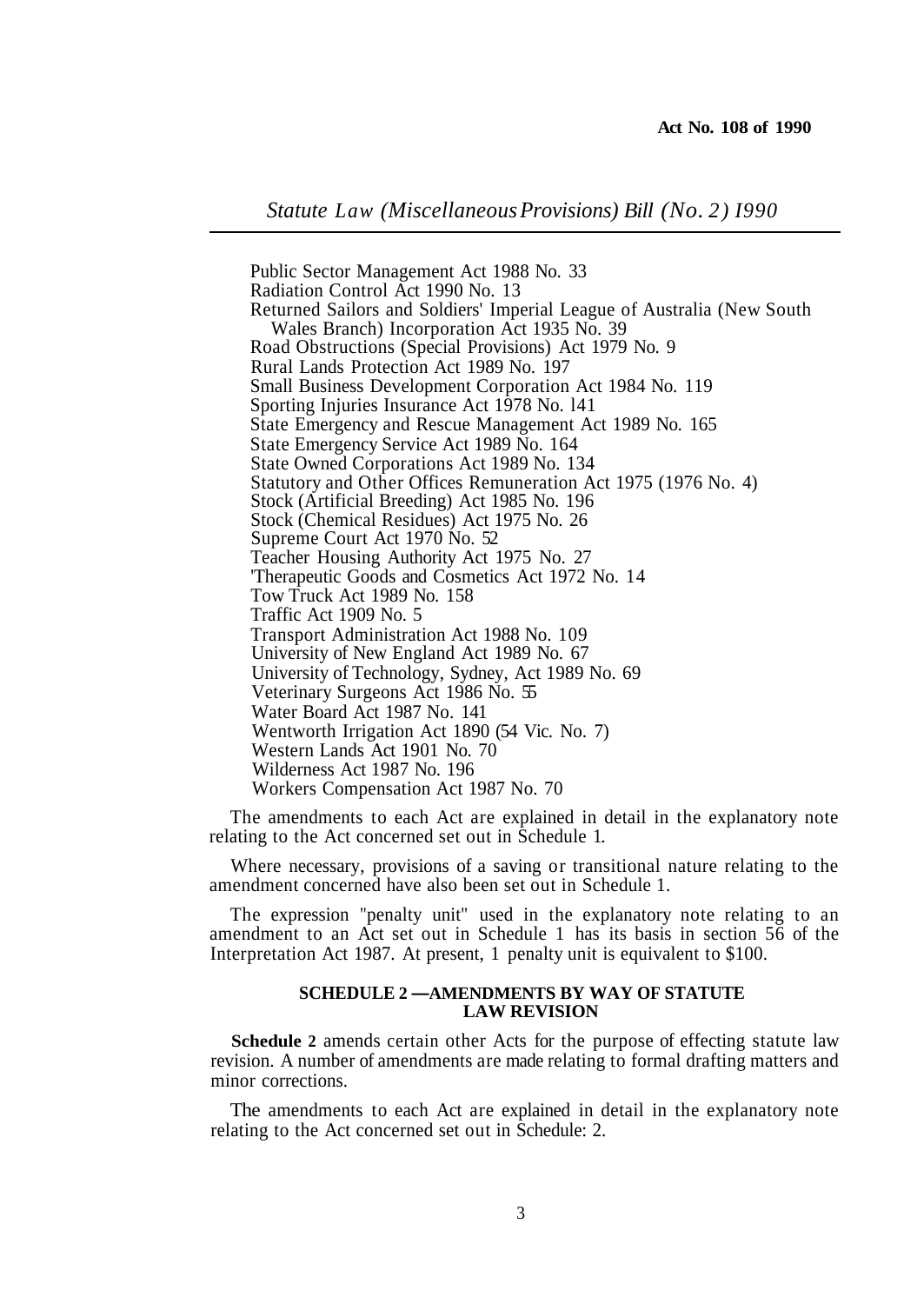Public Sector Management Act 1988 No. 33
Radiation Control Act 1990 No. 13
Returned Sailors and Soldiers' Imperial League of Australia (New South Wales Branch) Incorporation Act 1935 No. 39
Road Obstructions (Special Provisions) Act 1979 No. 9
Rural Lands Protection Act 1989 No. 197
Small Business Development Corporation Act 1984 No. 119
Sporting Injuries Insurance Act 1978 No. 141
State Emergency and Rescue Management Act 1989 No. 165
State Emergency Service Act 1989 No. 164
State Owned Corporations Act 1989 No. 134
Statutory and Other Offices Remuneration Act 1975 (1976 No. 4)
Stock (Artificial Breeding) Act 1985 No. 196
Stock (Chemical Residues) Act 1975 No. 26
Supreme Court Act 1970 No. 52
Teacher Housing Authority Act 1975 No. 27
Therapeutic Goods and Cosmetics Act 1972 No. 14
Tow Truck Act 1989 No. 158
Traffic Act 1909 No. 5
Transport Administration Act 1988 No. 109
University of New England Act 1989 No. 67
University of Technology, Sydney, Act 1989 No. 69
Veterinary Surgeons Act 1986 No. 55
Water Board Act 1987 No. 141
Wentworth Irrigation Act 1890 (54 Vic. No. 7)
Western Lands Act 1901 No. 70
Wilderness Act 1987 No. 196
Workers Compensation Act 1987 No. 70

The amendments to each Act are explained in detail in the explanatory note relating to the Act concerned set out in Schedule 1.

Where necessary, provisions of a saving or transitional nature relating to the amendment concerned have also been set out in Schedule 1.

The expression "penalty unit" used in the explanatory note relating to an amendment to an Act set out in Schedule 1 has its basis in section 56 of the Interpretation Act 1987. At present, 1 penalty unit is equivalent to $100.

### SCHEDULE 2 — AMENDMENTS BY WAY OF STATUTE LAW REVISION

**Schedule 2** amends certain other Acts for the purpose of effecting statute law revision. A number of amendments are made relating to formal drafting matters and minor corrections.

The amendments to each Act are explained in detail in the explanatory note relating to the Act concerned set out in Schedule: 2.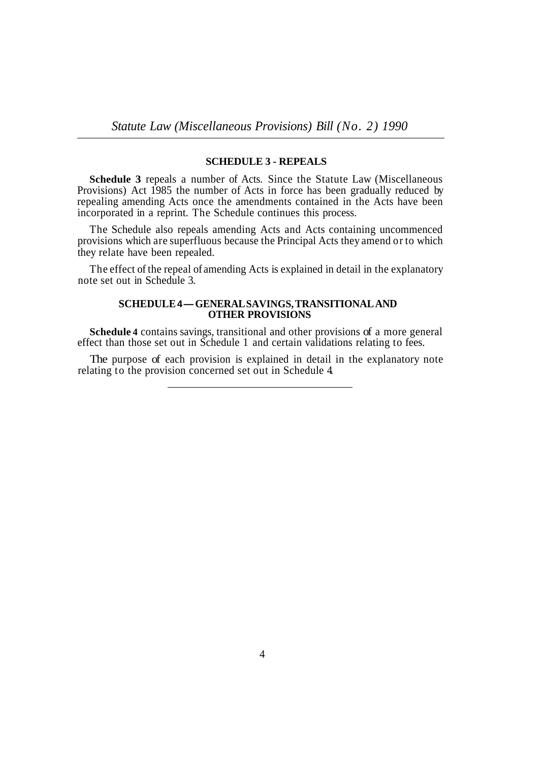## SCHEDULE 3 - REPEALS

**Schedule 3** repeals a number of Acts. Since the Statute Law (Miscellaneous Provisions) Act 1985 the number of Acts in force has been gradually reduced by repealing amending Acts once the amendments contained in the Acts have been incorporated in a reprint. The Schedule continues this process.

The Schedule also repeals amending Acts and Acts containing uncommenced provisions which are superfluous because the Principal Acts they amend or to which they relate have been repealed.

The effect of the repeal of amending Acts is explained in detail in the explanatory note set out in Schedule 3.

## SCHEDULE 4 — GENERAL SAVINGS, TRANSITIONAL AND OTHER PROVISIONS

**Schedule 4** contains savings, transitional and other provisions of a more general effect than those set out in Schedule 1 and certain validations relating to fees.

The purpose of each provision is explained in detail in the explanatory note relating to the provision concerned set out in Schedule 4.